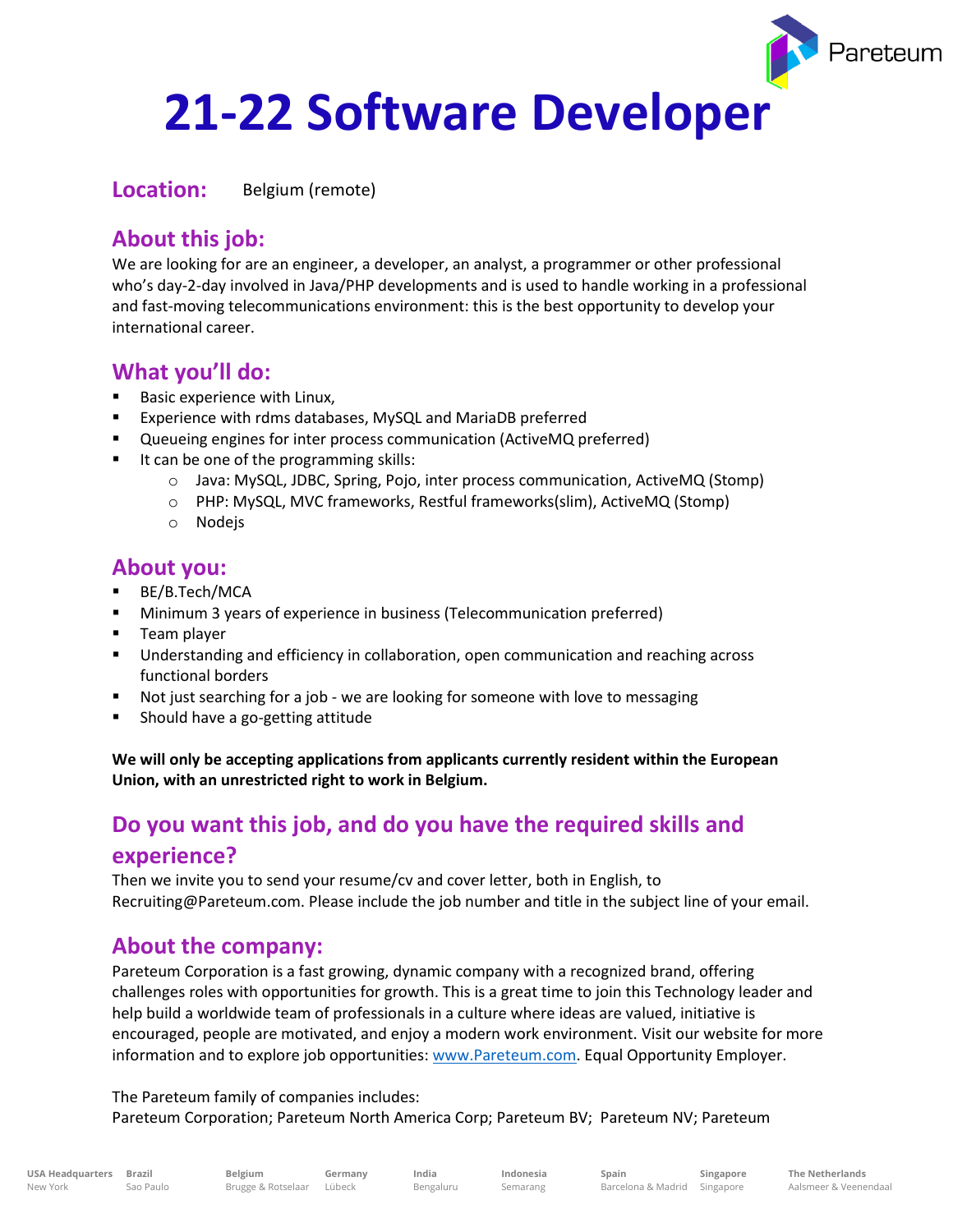# 21-22 Software Developer

**Location:** Belgium (remote)

## About this job:

We are looking for are an engineer, a developer, an analyst, a programmer or other professional who's day-2-day involved in Java/PHP developments and is used to handle working in a professional and fast-moving telecommunications environment: this is the best opportunity to develop your international career.

## What you'll do:

- Basic experience with Linux,
- Experience with rdms databases, MySQL and MariaDB preferred
- Queueing engines for inter process communication (ActiveMQ preferred)
- It can be one of the programming skills:
  - Java: MySQL, JDBC, Spring, Pojo, inter process communication, ActiveMQ (Stomp)
  - PHP: MySQL, MVC frameworks, Restful frameworks(slim), ActiveMQ (Stomp)
  - Nodejs

## About you:

- BE/B.Tech/MCA
- Minimum 3 years of experience in business (Telecommunication preferred)
- Team player
- Understanding and efficiency in collaboration, open communication and reaching across functional borders
- Not just searching for a job - we are looking for someone with love to messaging
- Should have a go-getting attitude

**We will only be accepting applications from applicants currently resident within the European Union, with an unrestricted right to work in Belgium.**

## Do you want this job, and do you have the required skills and experience?

Then we invite you to send your resume/cv and cover letter, both in English, to Recruiting@Pareteum.com. Please include the job number and title in the subject line of your email.

## About the company:

Pareteum Corporation is a fast growing, dynamic company with a recognized brand, offering challenges roles with opportunities for growth. This is a great time to join this Technology leader and help build a worldwide team of professionals in a culture where ideas are valued, initiative is encouraged, people are motivated, and enjoy a modern work environment. Visit our website for more information and to explore job opportunities: [www.Pareteum.com](www.Pareteum.com). Equal Opportunity Employer.

The Pareteum family of companies includes:
Pareteum Corporation; Pareteum North America Corp; Pareteum BV; Pareteum NV; Pareteum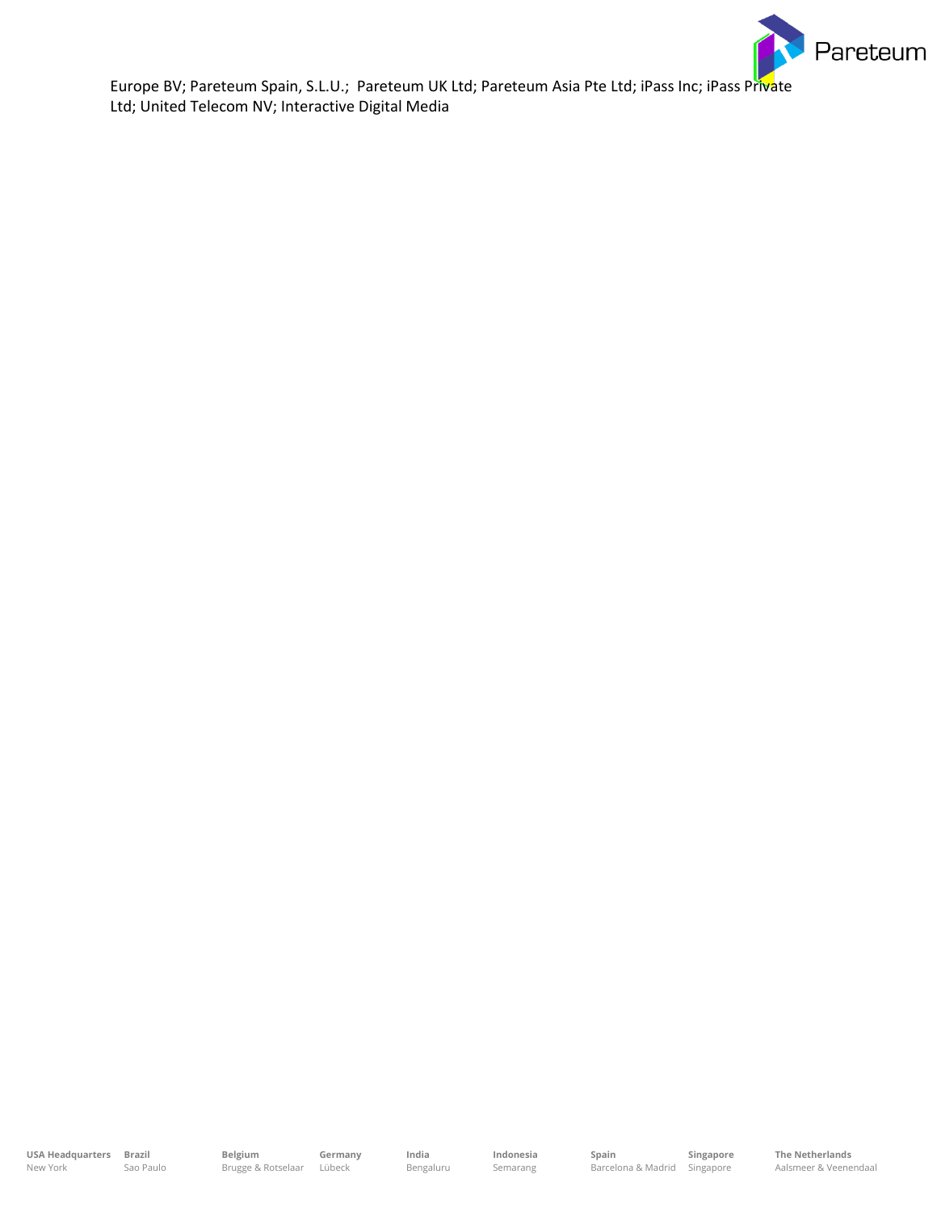Europe BV; Pareteum Spain, S.L.U.; Pareteum UK Ltd; Pareteum Asia Pte Ltd; iPass Inc; iPass Private Ltd; United Telecom NV; Interactive Digital Media